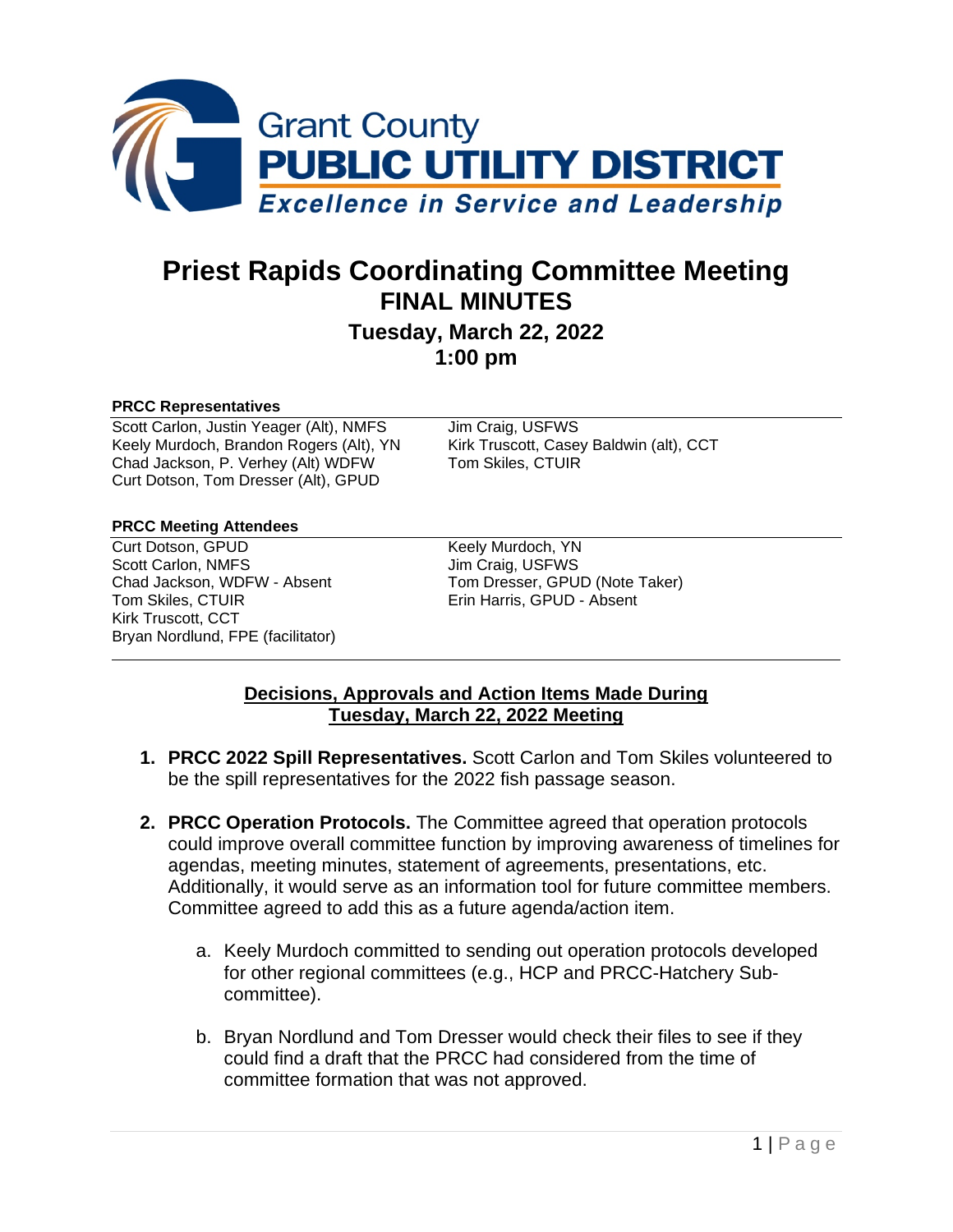Grant County
**PUBLIC UTILITY DISTRICT**
*Excellence in Service and Leadership*

# Priest Rapids Coordinating Committee Meeting
## FINAL MINUTES
### Tuesday, March 22, 2022
### 1:00 pm

**PRCC Representatives**

Scott Carlon, Justin Yeager (Alt), NMFS
Keely Murdoch, Brandon Rogers (Alt), YN
Chad Jackson, P. Verhey (Alt) WDFW
Curt Dotson, Tom Dresser (Alt), GPUD
Jim Craig, USFWS
Kirk Truscott, Casey Baldwin (alt), CCT
Tom Skiles, CTUIR

**PRCC Meeting Attendees**

Curt Dotson, GPUD
Scott Carlon, NMFS
Chad Jackson, WDFW - Absent
Tom Skiles, CTUIR
Kirk Truscott, CCT
Bryan Nordlund, FPE (facilitator)
Keely Murdoch, YN
Jim Craig, USFWS
Tom Dresser, GPUD (Note Taker)
Erin Harris, GPUD - Absent

**Decisions, Approvals and Action Items Made During Tuesday, March 22, 2022 Meeting**

1. **PRCC 2022 Spill Representatives.** Scott Carlon and Tom Skiles volunteered to be the spill representatives for the 2022 fish passage season.

2. **PRCC Operation Protocols.** The Committee agreed that operation protocols could improve overall committee function by improving awareness of timelines for agendas, meeting minutes, statement of agreements, presentations, etc. Additionally, it would serve as an information tool for future committee members. Committee agreed to add this as a future agenda/action item.

    a. Keely Murdoch committed to sending out operation protocols developed for other regional committees (e.g., HCP and PRCC-Hatchery Sub-committee).

    b. Bryan Nordlund and Tom Dresser would check their files to see if they could find a draft that the PRCC had considered from the time of committee formation that was not approved.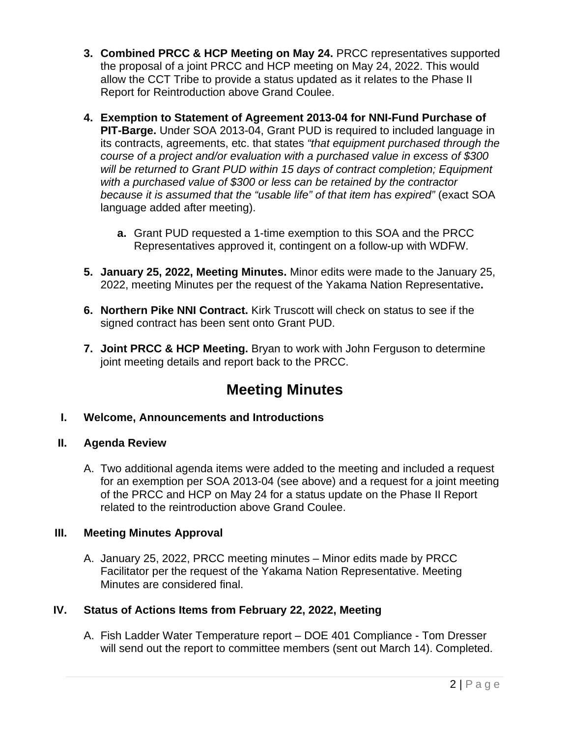3. **Combined PRCC & HCP Meeting on May 24.** PRCC representatives supported the proposal of a joint PRCC and HCP meeting on May 24, 2022. This would allow the CCT Tribe to provide a status updated as it relates to the Phase II Report for Reintroduction above Grand Coulee.

4. **Exemption to Statement of Agreement 2013-04 for NNI-Fund Purchase of PIT-Barge.** Under SOA 2013-04, Grant PUD is required to included language in its contracts, agreements, etc. that states *"that equipment purchased through the course of a project and/or evaluation with a purchased value in excess of $300 will be returned to Grant PUD within 15 days of contract completion; Equipment with a purchased value of $300 or less can be retained by the contractor because it is assumed that the "usable life" of that item has expired"* (exact SOA language added after meeting).

    a. Grant PUD requested a 1-time exemption to this SOA and the PRCC Representatives approved it, contingent on a follow-up with WDFW.

5. **January 25, 2022, Meeting Minutes.** Minor edits were made to the January 25, 2022, meeting Minutes per the request of the Yakama Nation Representative**.**

6. **Northern Pike NNI Contract.** Kirk Truscott will check on status to see if the signed contract has been sent onto Grant PUD.

7. **Joint PRCC & HCP Meeting.** Bryan to work with John Ferguson to determine joint meeting details and report back to the PRCC.

# Meeting Minutes

## I. Welcome, Announcements and Introductions

## II. Agenda Review

A. Two additional agenda items were added to the meeting and included a request for an exemption per SOA 2013-04 (see above) and a request for a joint meeting of the PRCC and HCP on May 24 for a status update on the Phase II Report related to the reintroduction above Grand Coulee.

## III. Meeting Minutes Approval

A. January 25, 2022, PRCC meeting minutes – Minor edits made by PRCC Facilitator per the request of the Yakama Nation Representative. Meeting Minutes are considered final.

## IV. Status of Actions Items from February 22, 2022, Meeting

A. Fish Ladder Water Temperature report – DOE 401 Compliance - Tom Dresser will send out the report to committee members (sent out March 14). Completed.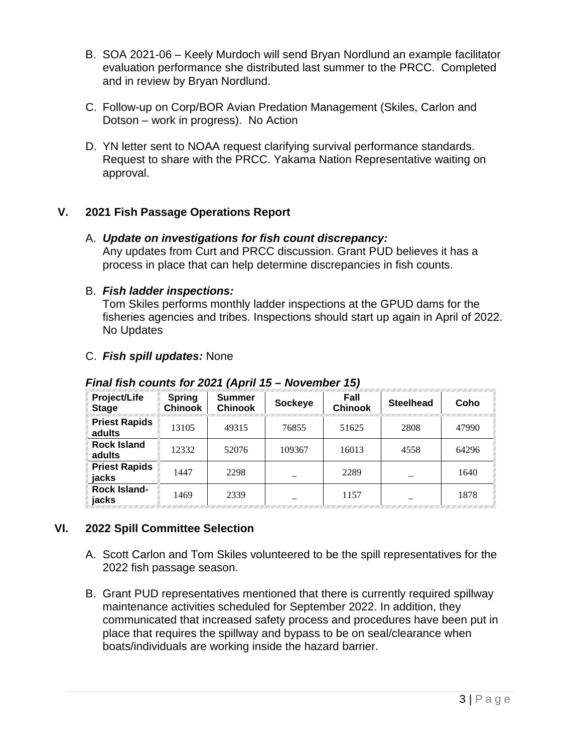B. SOA 2021-06 – Keely Murdoch will send Bryan Nordlund an example facilitator evaluation performance she distributed last summer to the PRCC. Completed and in review by Bryan Nordlund.

C. Follow-up on Corp/BOR Avian Predation Management (Skiles, Carlon and Dotson – work in progress). No Action

D. YN letter sent to NOAA request clarifying survival performance standards. Request to share with the PRCC. Yakama Nation Representative waiting on approval.

## V. 2021 Fish Passage Operations Report

A. ***Update on investigations for fish count discrepancy:***
Any updates from Curt and PRCC discussion. Grant PUD believes it has a process in place that can help determine discrepancies in fish counts.

B. ***Fish ladder inspections:***
Tom Skiles performs monthly ladder inspections at the GPUD dams for the fisheries agencies and tribes. Inspections should start up again in April of 2022. No Updates

C. ***Fish spill updates:*** None

***Final fish counts for 2021 (April 15 – November 15)***

| Project/Life Stage | Spring Chinook | Summer Chinook | Sockeye | Fall Chinook | Steelhead | Coho |
|---|---|---|---|---|---|---|
| **Priest Rapids adults** | 13105 | 49315 | 76855 | 51625 | 2808 | 47990 |
| **Rock Island adults** | 12332 | 52076 | 109367 | 16013 | 4558 | 64296 |
| **Priest Rapids jacks** | 1447 | 2298 | _ | 2289 | _ | 1640 |
| **Rock Island-jacks** | 1469 | 2339 | _ | 1157 | _ | 1878 |

## VI. 2022 Spill Committee Selection

A. Scott Carlon and Tom Skiles volunteered to be the spill representatives for the 2022 fish passage season.

B. Grant PUD representatives mentioned that there is currently required spillway maintenance activities scheduled for September 2022. In addition, they communicated that increased safety process and procedures have been put in place that requires the spillway and bypass to be on seal/clearance when boats/individuals are working inside the hazard barrier.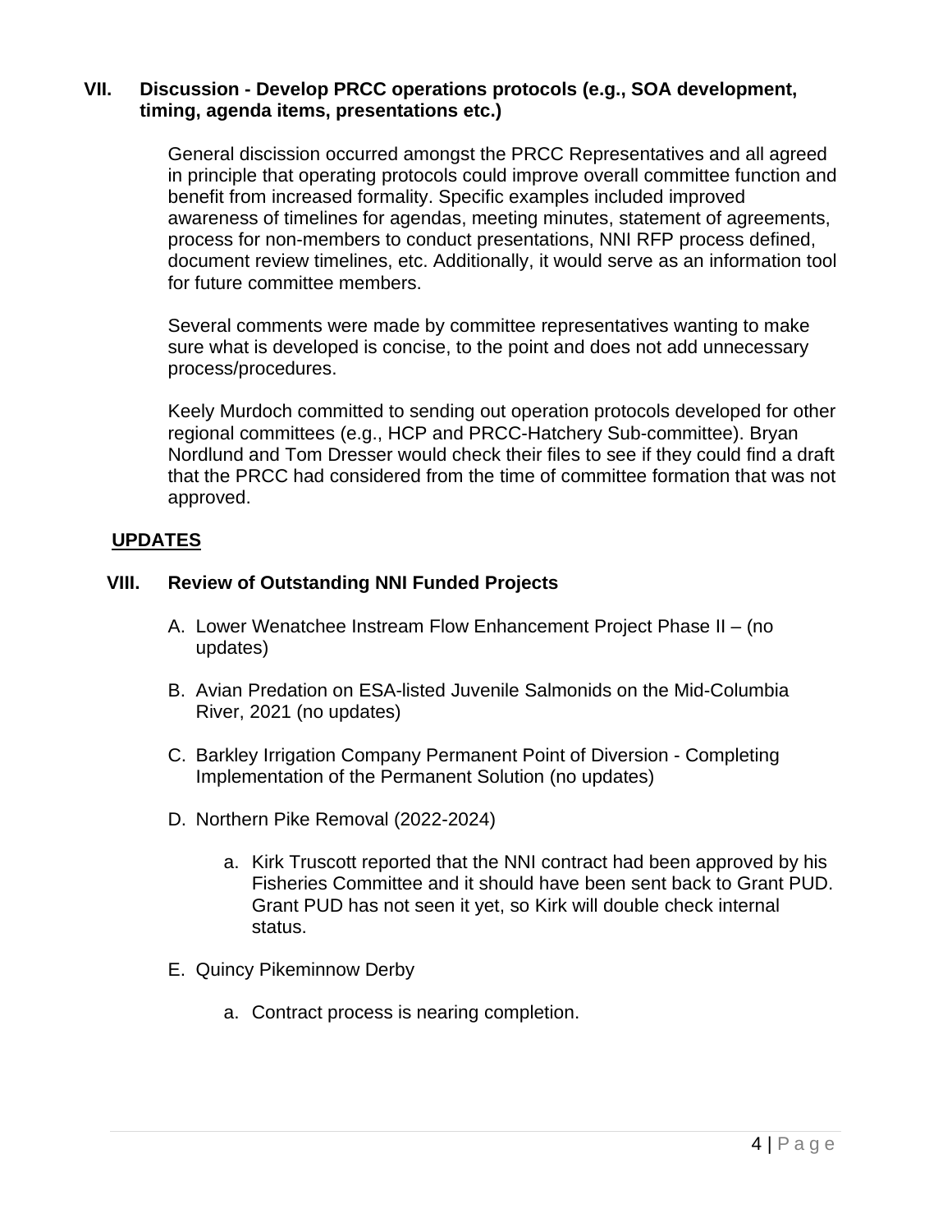## VII. Discussion - Develop PRCC operations protocols (e.g., SOA development, timing, agenda items, presentations etc.)

General discission occurred amongst the PRCC Representatives and all agreed in principle that operating protocols could improve overall committee function and benefit from increased formality. Specific examples included improved awareness of timelines for agendas, meeting minutes, statement of agreements, process for non-members to conduct presentations, NNI RFP process defined, document review timelines, etc. Additionally, it would serve as an information tool for future committee members.

Several comments were made by committee representatives wanting to make sure what is developed is concise, to the point and does not add unnecessary process/procedures.

Keely Murdoch committed to sending out operation protocols developed for other regional committees (e.g., HCP and PRCC-Hatchery Sub-committee). Bryan Nordlund and Tom Dresser would check their files to see if they could find a draft that the PRCC had considered from the time of committee formation that was not approved.

## UPDATES

### VIII. Review of Outstanding NNI Funded Projects

A. Lower Wenatchee Instream Flow Enhancement Project Phase II – (no updates)

B. Avian Predation on ESA-listed Juvenile Salmonids on the Mid-Columbia River, 2021 (no updates)

C. Barkley Irrigation Company Permanent Point of Diversion - Completing Implementation of the Permanent Solution (no updates)

D. Northern Pike Removal (2022-2024)

   a. Kirk Truscott reported that the NNI contract had been approved by his Fisheries Committee and it should have been sent back to Grant PUD. Grant PUD has not seen it yet, so Kirk will double check internal status.

E. Quincy Pikeminnow Derby

   a. Contract process is nearing completion.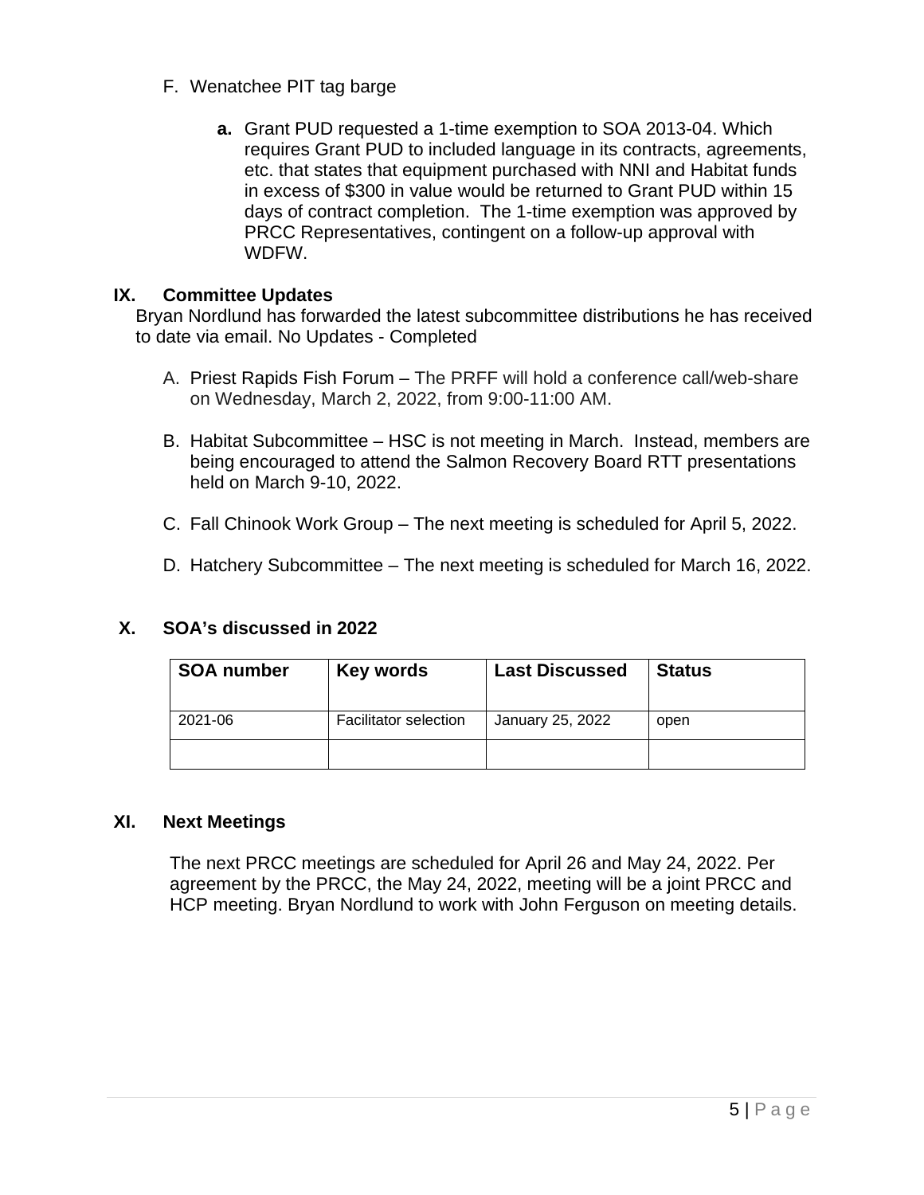F. Wenatchee PIT tag barge

   **a.** Grant PUD requested a 1-time exemption to SOA 2013-04. Which requires Grant PUD to included language in its contracts, agreements, etc. that states that equipment purchased with NNI and Habitat funds in excess of $300 in value would be returned to Grant PUD within 15 days of contract completion. The 1-time exemption was approved by PRCC Representatives, contingent on a follow-up approval with WDFW.

## IX. Committee Updates

Bryan Nordlund has forwarded the latest subcommittee distributions he has received to date via email. No Updates - Completed

A. Priest Rapids Fish Forum – The PRFF will hold a conference call/web-share on Wednesday, March 2, 2022, from 9:00-11:00 AM.

B. Habitat Subcommittee – HSC is not meeting in March. Instead, members are being encouraged to attend the Salmon Recovery Board RTT presentations held on March 9-10, 2022.

C. Fall Chinook Work Group – The next meeting is scheduled for April 5, 2022.

D. Hatchery Subcommittee – The next meeting is scheduled for March 16, 2022.

## X. SOA's discussed in 2022

| SOA number | Key words | Last Discussed | Status |
|---|---|---|---|
| 2021-06 | Facilitator selection | January 25, 2022 | open |
| | | | |

## XI. Next Meetings

The next PRCC meetings are scheduled for April 26 and May 24, 2022. Per agreement by the PRCC, the May 24, 2022, meeting will be a joint PRCC and HCP meeting. Bryan Nordlund to work with John Ferguson on meeting details.